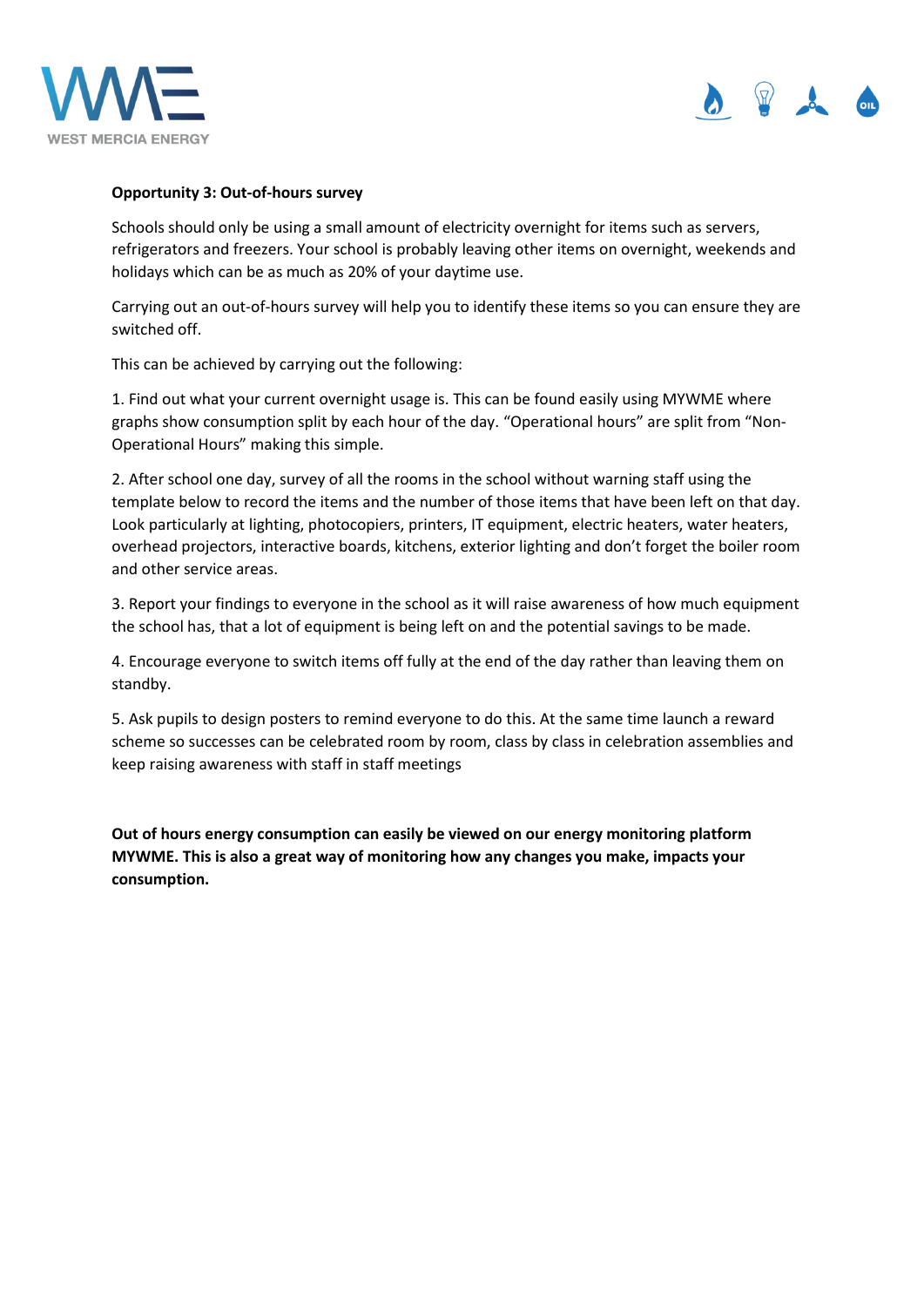**Opportunity 3: Out-of-hours survey**

Schools should only be using a small amount of electricity overnight for items such as servers, refrigerators and freezers. Your school is probably leaving other items on overnight, weekends and holidays which can be as much as 20% of your daytime use.

Carrying out an out-of-hours survey will help you to identify these items so you can ensure they are switched off.

This can be achieved by carrying out the following:

1. Find out what your current overnight usage is. This can be found easily using MYWME where graphs show consumption split by each hour of the day. "Operational hours" are split from "Non-Operational Hours" making this simple.

2. After school one day, survey of all the rooms in the school without warning staff using the template below to record the items and the number of those items that have been left on that day. Look particularly at lighting, photocopiers, printers, IT equipment, electric heaters, water heaters, overhead projectors, interactive boards, kitchens, exterior lighting and don't forget the boiler room and other service areas.

3. Report your findings to everyone in the school as it will raise awareness of how much equipment the school has, that a lot of equipment is being left on and the potential savings to be made.

4. Encourage everyone to switch items off fully at the end of the day rather than leaving them on standby.

5. Ask pupils to design posters to remind everyone to do this. At the same time launch a reward scheme so successes can be celebrated room by room, class by class in celebration assemblies and keep raising awareness with staff in staff meetings

**Out of hours energy consumption can easily be viewed on our energy monitoring platform MYWME. This is also a great way of monitoring how any changes you make, impacts your consumption.**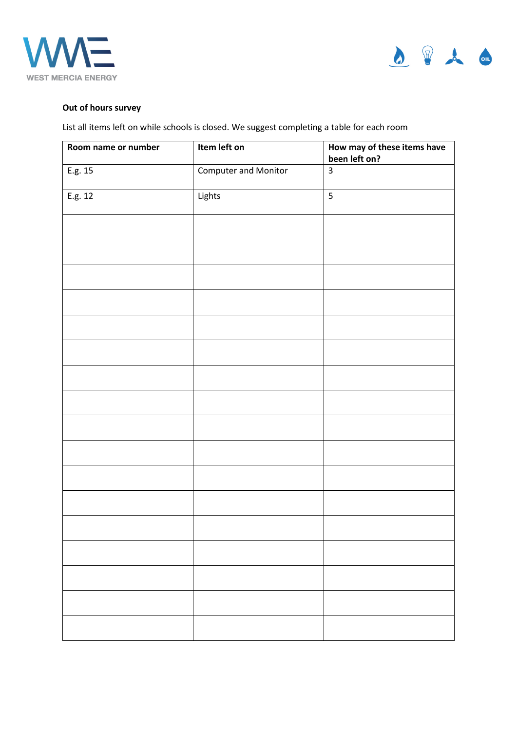WEST MERCIA ENERGY

**Out of hours survey**

List all items left on while schools is closed. We suggest completing a table for each room

| Room name or number | Item left on | How may of these items have been left on? |
|---|---|---|
| E.g. 15 | Computer and Monitor | 3 |
| E.g. 12 | Lights | 5 |
| | | |
| | | |
| | | |
| | | |
| | | |
| | | |
| | | |
| | | |
| | | |
| | | |
| | | |
| | | |
| | | |
| | | |
| | | |
| | | |